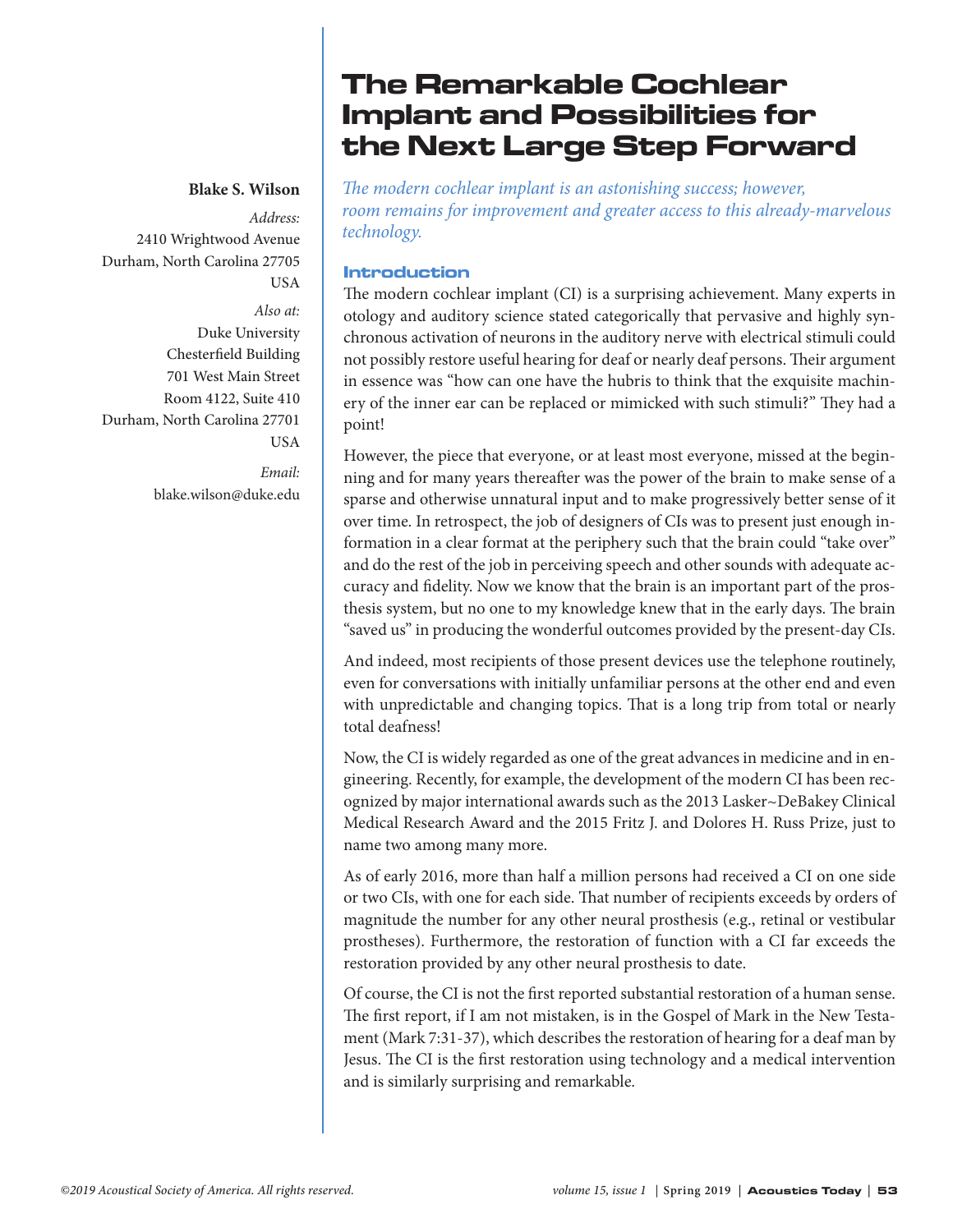# The Remarkable Cochlear Implant and Possibilities for the Next Large Step Forward

**Blake S. Wilson**

*Address:*
2410 Wrightwood Avenue
Durham, North Carolina 27705
USA

*Also at:*
Duke University
Chesterfield Building
701 West Main Street
Room 4122, Suite 410
Durham, North Carolina 27701
USA

*Email:*
blake.wilson@duke.edu

*The modern cochlear implant is an astonishing success; however, room remains for improvement and greater access to this already-marvelous technology.*

## Introduction

The modern cochlear implant (CI) is a surprising achievement. Many experts in otology and auditory science stated categorically that pervasive and highly synchronous activation of neurons in the auditory nerve with electrical stimuli could not possibly restore useful hearing for deaf or nearly deaf persons. Their argument in essence was "how can one have the hubris to think that the exquisite machinery of the inner ear can be replaced or mimicked with such stimuli?" They had a point!

However, the piece that everyone, or at least most everyone, missed at the beginning and for many years thereafter was the power of the brain to make sense of a sparse and otherwise unnatural input and to make progressively better sense of it over time. In retrospect, the job of designers of CIs was to present just enough information in a clear format at the periphery such that the brain could "take over" and do the rest of the job in perceiving speech and other sounds with adequate accuracy and fidelity. Now we know that the brain is an important part of the prosthesis system, but no one to my knowledge knew that in the early days. The brain "saved us" in producing the wonderful outcomes provided by the present-day CIs.

And indeed, most recipients of those present devices use the telephone routinely, even for conversations with initially unfamiliar persons at the other end and even with unpredictable and changing topics. That is a long trip from total or nearly total deafness!

Now, the CI is widely regarded as one of the great advances in medicine and in engineering. Recently, for example, the development of the modern CI has been recognized by major international awards such as the 2013 Lasker~DeBakey Clinical Medical Research Award and the 2015 Fritz J. and Dolores H. Russ Prize, just to name two among many more.

As of early 2016, more than half a million persons had received a CI on one side or two CIs, with one for each side. That number of recipients exceeds by orders of magnitude the number for any other neural prosthesis (e.g., retinal or vestibular prostheses). Furthermore, the restoration of function with a CI far exceeds the restoration provided by any other neural prosthesis to date.

Of course, the CI is not the first reported substantial restoration of a human sense. The first report, if I am not mistaken, is in the Gospel of Mark in the New Testament (Mark 7:31-37), which describes the restoration of hearing for a deaf man by Jesus. The CI is the first restoration using technology and a medical intervention and is similarly surprising and remarkable.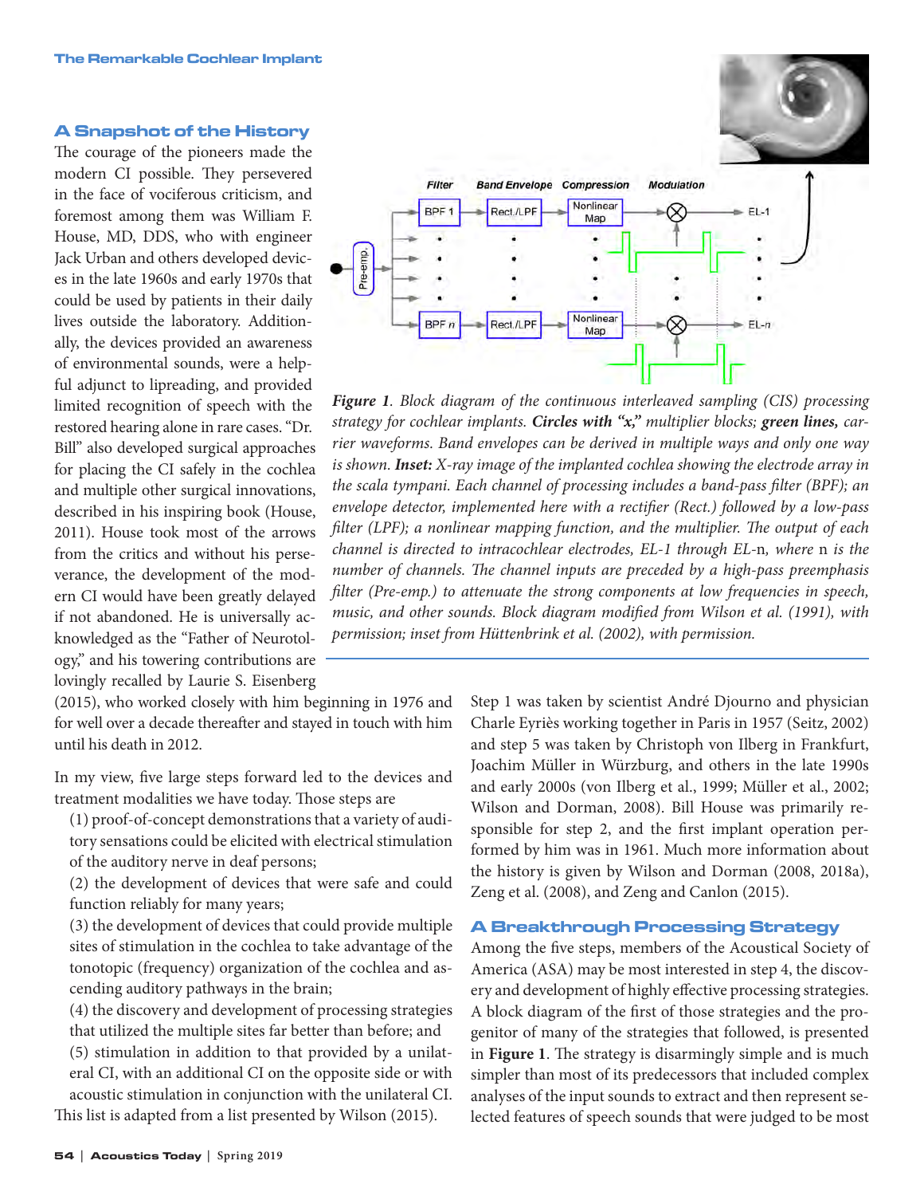## A Snapshot of the History

The courage of the pioneers made the modern CI possible. They persevered in the face of vociferous criticism, and foremost among them was William F. House, MD, DDS, who with engineer Jack Urban and others developed devices in the late 1960s and early 1970s that could be used by patients in their daily lives outside the laboratory. Additionally, the devices provided an awareness of environmental sounds, were a helpful adjunct to lipreading, and provided limited recognition of speech with the restored hearing alone in rare cases. "Dr. Bill" also developed surgical approaches for placing the CI safely in the cochlea and multiple other surgical innovations, described in his inspiring book (House, 2011). House took most of the arrows from the critics and without his perseverance, the development of the modern CI would have been greatly delayed if not abandoned. He is universally acknowledged as the "Father of Neurotology," and his towering contributions are lovingly recalled by Laurie S. Eisenberg (2015), who worked closely with him beginning in 1976 and for well over a decade thereafter and stayed in touch with him until his death in 2012.

*Figure 1*. *Block diagram of the continuous interleaved sampling (CIS) processing strategy for cochlear implants.* ***Circles with "x,"*** *multiplier blocks;* ***green lines,*** *carrier waveforms. Band envelopes can be derived in multiple ways and only one way is shown.* ***Inset:*** *X-ray image of the implanted cochlea showing the electrode array in the scala tympani. Each channel of processing includes a band-pass filter (BPF); an envelope detector, implemented here with a rectifier (Rect.) followed by a low-pass filter (LPF); a nonlinear mapping function, and the multiplier. The output of each channel is directed to intracochlear electrodes, EL-1 through EL-*n*, where* n *is the number of channels. The channel inputs are preceded by a high-pass preemphasis filter (Pre-emp.) to attenuate the strong components at low frequencies in speech, music, and other sounds. Block diagram modified from Wilson et al. (1991), with permission; inset from Hüttenbrink et al. (2002), with permission.*

In my view, five large steps forward led to the devices and treatment modalities we have today. Those steps are

(1) proof-of-concept demonstrations that a variety of auditory sensations could be elicited with electrical stimulation of the auditory nerve in deaf persons;
(2) the development of devices that were safe and could function reliably for many years;
(3) the development of devices that could provide multiple sites of stimulation in the cochlea to take advantage of the tonotopic (frequency) organization of the cochlea and ascending auditory pathways in the brain;
(4) the discovery and development of processing strategies that utilized the multiple sites far better than before; and
(5) stimulation in addition to that provided by a unilateral CI, with an additional CI on the opposite side or with acoustic stimulation in conjunction with the unilateral CI.

This list is adapted from a list presented by Wilson (2015).

Step 1 was taken by scientist André Djourno and physician Charle Eyriès working together in Paris in 1957 (Seitz, 2002) and step 5 was taken by Christoph von Ilberg in Frankfurt, Joachim Müller in Würzburg, and others in the late 1990s and early 2000s (von Ilberg et al., 1999; Müller et al., 2002; Wilson and Dorman, 2008). Bill House was primarily responsible for step 2, and the first implant operation performed by him was in 1961. Much more information about the history is given by Wilson and Dorman (2008, 2018a), Zeng et al. (2008), and Zeng and Canlon (2015).

## A Breakthrough Processing Strategy

Among the five steps, members of the Acoustical Society of America (ASA) may be most interested in step 4, the discovery and development of highly effective processing strategies. A block diagram of the first of those strategies and the progenitor of many of the strategies that followed, is presented in **Figure 1**. The strategy is disarmingly simple and is much simpler than most of its predecessors that included complex analyses of the input sounds to extract and then represent selected features of speech sounds that were judged to be most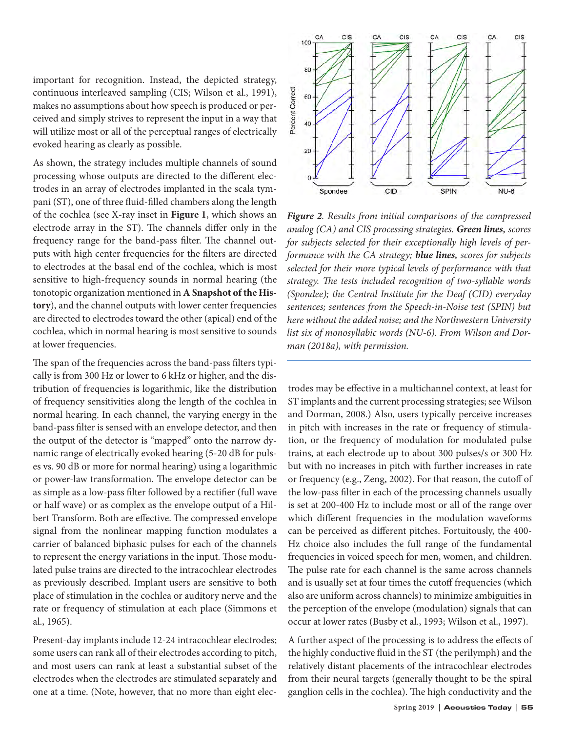important for recognition. Instead, the depicted strategy, continuous interleaved sampling (CIS; Wilson et al., 1991), makes no assumptions about how speech is produced or perceived and simply strives to represent the input in a way that will utilize most or all of the perceptual ranges of electrically evoked hearing as clearly as possible.

As shown, the strategy includes multiple channels of sound processing whose outputs are directed to the different electrodes in an array of electrodes implanted in the scala tympani (ST), one of three fluid-filled chambers along the length of the cochlea (see X-ray inset in **Figure 1**, which shows an electrode array in the ST). The channels differ only in the frequency range for the band-pass filter. The channel outputs with high center frequencies for the filters are directed to electrodes at the basal end of the cochlea, which is most sensitive to high-frequency sounds in normal hearing (the tonotopic organization mentioned in **A Snapshot of the History**), and the channel outputs with lower center frequencies are directed to electrodes toward the other (apical) end of the cochlea, which in normal hearing is most sensitive to sounds at lower frequencies.

The span of the frequencies across the band-pass filters typically is from 300 Hz or lower to 6 kHz or higher, and the distribution of frequencies is logarithmic, like the distribution of frequency sensitivities along the length of the cochlea in normal hearing. In each channel, the varying energy in the band-pass filter is sensed with an envelope detector, and then the output of the detector is "mapped" onto the narrow dynamic range of electrically evoked hearing (5-20 dB for pulses vs. 90 dB or more for normal hearing) using a logarithmic or power-law transformation. The envelope detector can be as simple as a low-pass filter followed by a rectifier (full wave or half wave) or as complex as the envelope output of a Hilbert Transform. Both are effective. The compressed envelope signal from the nonlinear mapping function modulates a carrier of balanced biphasic pulses for each of the channels to represent the energy variations in the input. Those modulated pulse trains are directed to the intracochlear electrodes as previously described. Implant users are sensitive to both place of stimulation in the cochlea or auditory nerve and the rate or frequency of stimulation at each place (Simmons et al., 1965).

Present-day implants include 12-24 intracochlear electrodes; some users can rank all of their electrodes according to pitch, and most users can rank at least a substantial subset of the electrodes when the electrodes are stimulated separately and one at a time. (Note, however, that no more than eight electrodes may be effective in a multichannel context, at least for ST implants and the current processing strategies; see Wilson and Dorman, 2008.) Also, users typically perceive increases in pitch with increases in the rate or frequency of stimulation, or the frequency of modulation for modulated pulse trains, at each electrode up to about 300 pulses/s or 300 Hz but with no increases in pitch with further increases in rate or frequency (e.g., Zeng, 2002). For that reason, the cutoff of the low-pass filter in each of the processing channels usually is set at 200-400 Hz to include most or all of the range over which different frequencies in the modulation waveforms can be perceived as different pitches. Fortuitously, the 400-Hz choice also includes the full range of the fundamental frequencies in voiced speech for men, women, and children. The pulse rate for each channel is the same across channels and is usually set at four times the cutoff frequencies (which also are uniform across channels) to minimize ambiguities in the perception of the envelope (modulation) signals that can occur at lower rates (Busby et al., 1993; Wilson et al., 1997).

*Figure 2. Results from initial comparisons of the compressed analog (CA) and CIS processing strategies.* ***Green lines,*** *scores for subjects selected for their exceptionally high levels of performance with the CA strategy;* ***blue lines,*** *scores for subjects selected for their more typical levels of performance with that strategy. The tests included recognition of two-syllable words (Spondee); the Central Institute for the Deaf (CID) everyday sentences; sentences from the Speech-in-Noise test (SPIN) but here without the added noise; and the Northwestern University list six of monosyllabic words (NU-6). From Wilson and Dorman (2018a), with permission.*

A further aspect of the processing is to address the effects of the highly conductive fluid in the ST (the perilymph) and the relatively distant placements of the intracochlear electrodes from their neural targets (generally thought to be the spiral ganglion cells in the cochlea). The high conductivity and the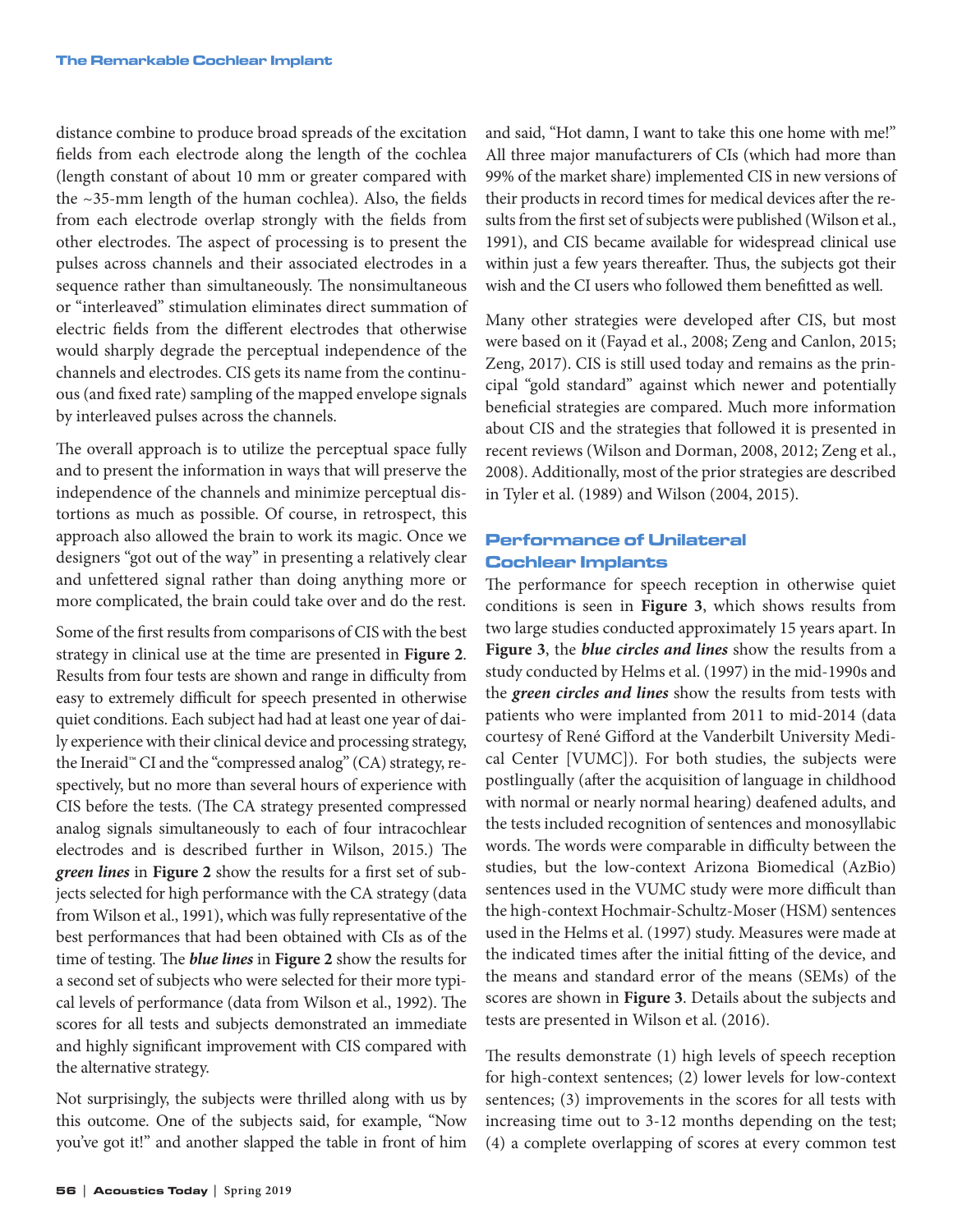distance combine to produce broad spreads of the excitation fields from each electrode along the length of the cochlea (length constant of about 10 mm or greater compared with the ~35-mm length of the human cochlea). Also, the fields from each electrode overlap strongly with the fields from other electrodes. The aspect of processing is to present the pulses across channels and their associated electrodes in a sequence rather than simultaneously. The nonsimultaneous or "interleaved" stimulation eliminates direct summation of electric fields from the different electrodes that otherwise would sharply degrade the perceptual independence of the channels and electrodes. CIS gets its name from the continuous (and fixed rate) sampling of the mapped envelope signals by interleaved pulses across the channels.

The overall approach is to utilize the perceptual space fully and to present the information in ways that will preserve the independence of the channels and minimize perceptual distortions as much as possible. Of course, in retrospect, this approach also allowed the brain to work its magic. Once we designers "got out of the way" in presenting a relatively clear and unfettered signal rather than doing anything more or more complicated, the brain could take over and do the rest.

Some of the first results from comparisons of CIS with the best strategy in clinical use at the time are presented in **Figure 2**. Results from four tests are shown and range in difficulty from easy to extremely difficult for speech presented in otherwise quiet conditions. Each subject had had at least one year of daily experience with their clinical device and processing strategy, the Ineraid™ CI and the "compressed analog" (CA) strategy, respectively, but no more than several hours of experience with CIS before the tests. (The CA strategy presented compressed analog signals simultaneously to each of four intracochlear electrodes and is described further in Wilson, 2015.) The ***green lines*** in **Figure 2** show the results for a first set of subjects selected for high performance with the CA strategy (data from Wilson et al., 1991), which was fully representative of the best performances that had been obtained with CIs as of the time of testing. The ***blue lines*** in **Figure 2** show the results for a second set of subjects who were selected for their more typical levels of performance (data from Wilson et al., 1992). The scores for all tests and subjects demonstrated an immediate and highly significant improvement with CIS compared with the alternative strategy.

Not surprisingly, the subjects were thrilled along with us by this outcome. One of the subjects said, for example, "Now you've got it!" and another slapped the table in front of him and said, "Hot damn, I want to take this one home with me!" All three major manufacturers of CIs (which had more than 99% of the market share) implemented CIS in new versions of their products in record times for medical devices after the results from the first set of subjects were published (Wilson et al., 1991), and CIS became available for widespread clinical use within just a few years thereafter. Thus, the subjects got their wish and the CI users who followed them benefitted as well.

Many other strategies were developed after CIS, but most were based on it (Fayad et al., 2008; Zeng and Canlon, 2015; Zeng, 2017). CIS is still used today and remains as the principal "gold standard" against which newer and potentially beneficial strategies are compared. Much more information about CIS and the strategies that followed it is presented in recent reviews (Wilson and Dorman, 2008, 2012; Zeng et al., 2008). Additionally, most of the prior strategies are described in Tyler et al. (1989) and Wilson (2004, 2015).

## Performance of Unilateral Cochlear Implants

The performance for speech reception in otherwise quiet conditions is seen in **Figure 3**, which shows results from two large studies conducted approximately 15 years apart. In **Figure 3**, the ***blue circles and lines*** show the results from a study conducted by Helms et al. (1997) in the mid-1990s and the ***green circles and lines*** show the results from tests with patients who were implanted from 2011 to mid-2014 (data courtesy of René Gifford at the Vanderbilt University Medical Center [VUMC]). For both studies, the subjects were postlingually (after the acquisition of language in childhood with normal or nearly normal hearing) deafened adults, and the tests included recognition of sentences and monosyllabic words. The words were comparable in difficulty between the studies, but the low-context Arizona Biomedical (AzBio) sentences used in the VUMC study were more difficult than the high-context Hochmair-Schultz-Moser (HSM) sentences used in the Helms et al. (1997) study. Measures were made at the indicated times after the initial fitting of the device, and the means and standard error of the means (SEMs) of the scores are shown in **Figure 3**. Details about the subjects and tests are presented in Wilson et al. (2016).

The results demonstrate (1) high levels of speech reception for high-context sentences; (2) lower levels for low-context sentences; (3) improvements in the scores for all tests with increasing time out to 3-12 months depending on the test; (4) a complete overlapping of scores at every common test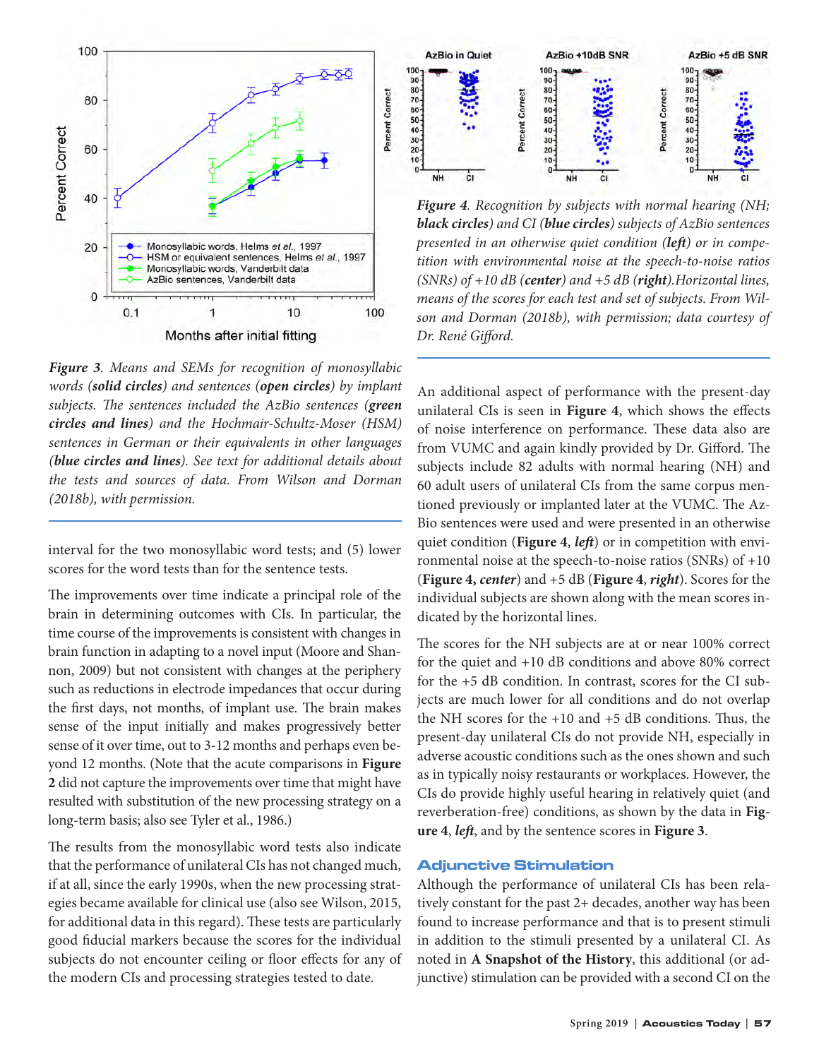*Figure 3. Means and SEMs for recognition of monosyllabic words (**solid circles**) and sentences (**open circles**) by implant subjects. The sentences included the AzBio sentences (**green circles and lines**) and the Hochmair-Schultz-Moser (HSM) sentences in German or their equivalents in other languages (**blue circles and lines**). See text for additional details about the tests and sources of data. From Wilson and Dorman (2018b), with permission.*

*Figure 4. Recognition by subjects with normal hearing (NH; **black circles**) and CI (**blue circles**) subjects of AzBio sentences presented in an otherwise quiet condition (**left**) or in competition with environmental noise at the speech-to-noise ratios (SNRs) of +10 dB (**center**) and +5 dB (**right**). Horizontal lines, means of the scores for each test and set of subjects. From Wilson and Dorman (2018b), with permission; data courtesy of Dr. René Gifford.*

interval for the two monosyllabic word tests; and (5) lower scores for the word tests than for the sentence tests.

The improvements over time indicate a principal role of the brain in determining outcomes with CIs. In particular, the time course of the improvements is consistent with changes in brain function in adapting to a novel input (Moore and Shannon, 2009) but not consistent with changes at the periphery such as reductions in electrode impedances that occur during the first days, not months, of implant use. The brain makes sense of the input initially and makes progressively better sense of it over time, out to 3-12 months and perhaps even beyond 12 months. (Note that the acute comparisons in **Figure 2** did not capture the improvements over time that might have resulted with substitution of the new processing strategy on a long-term basis; also see Tyler et al., 1986.)

The results from the monosyllabic word tests also indicate that the performance of unilateral CIs has not changed much, if at all, since the early 1990s, when the new processing strategies became available for clinical use (also see Wilson, 2015, for additional data in this regard). These tests are particularly good fiducial markers because the scores for the individual subjects do not encounter ceiling or floor effects for any of the modern CIs and processing strategies tested to date.

An additional aspect of performance with the present-day unilateral CIs is seen in **Figure 4**, which shows the effects of noise interference on performance. These data also are from VUMC and again kindly provided by Dr. Gifford. The subjects include 82 adults with normal hearing (NH) and 60 adult users of unilateral CIs from the same corpus mentioned previously or implanted later at the VUMC. The AzBio sentences were used and were presented in an otherwise quiet condition (**Figure 4**, ***left***) or in competition with environmental noise at the speech-to-noise ratios (SNRs) of +10 (**Figure 4, *center***) and +5 dB (**Figure 4**, ***right***). Scores for the individual subjects are shown along with the mean scores indicated by the horizontal lines.

The scores for the NH subjects are at or near 100% correct for the quiet and +10 dB conditions and above 80% correct for the +5 dB condition. In contrast, scores for the CI subjects are much lower for all conditions and do not overlap the NH scores for the +10 and +5 dB conditions. Thus, the present-day unilateral CIs do not provide NH, especially in adverse acoustic conditions such as the ones shown and such as in typically noisy restaurants or workplaces. However, the CIs do provide highly useful hearing in relatively quiet (and reverberation-free) conditions, as shown by the data in **Figure 4**, ***left***, and by the sentence scores in **Figure 3**.

## Adjunctive Stimulation

Although the performance of unilateral CIs has been relatively constant for the past 2+ decades, another way has been found to increase performance and that is to present stimuli in addition to the stimuli presented by a unilateral CI. As noted in **A Snapshot of the History**, this additional (or adjunctive) stimulation can be provided with a second CI on the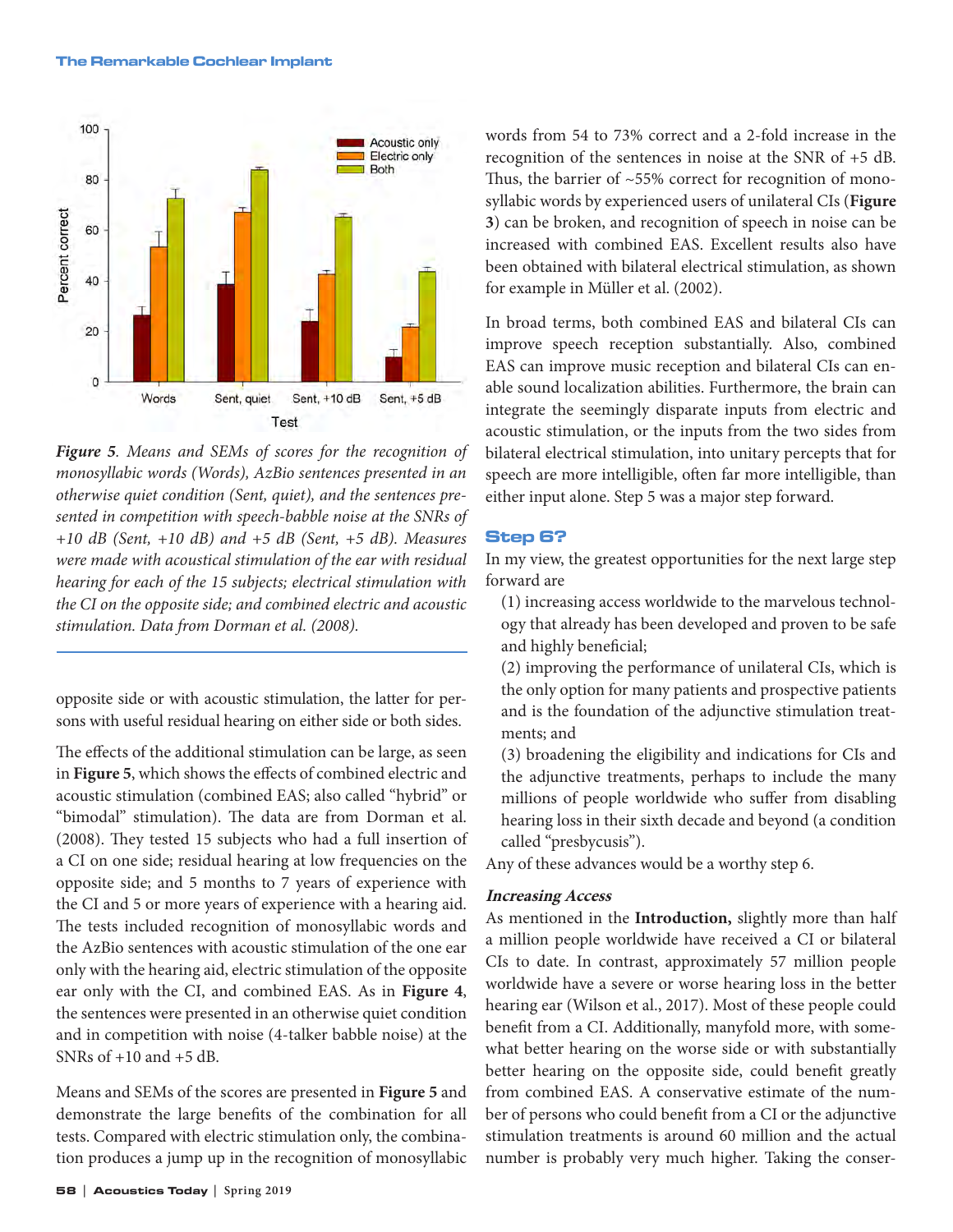*Figure 5. Means and SEMs of scores for the recognition of monosyllabic words (Words), AzBio sentences presented in an otherwise quiet condition (Sent, quiet), and the sentences presented in competition with speech-babble noise at the SNRs of +10 dB (Sent, +10 dB) and +5 dB (Sent, +5 dB). Measures were made with acoustical stimulation of the ear with residual hearing for each of the 15 subjects; electrical stimulation with the CI on the opposite side; and combined electric and acoustic stimulation. Data from Dorman et al. (2008).*

opposite side or with acoustic stimulation, the latter for persons with useful residual hearing on either side or both sides.

The effects of the additional stimulation can be large, as seen in **Figure 5**, which shows the effects of combined electric and acoustic stimulation (combined EAS; also called "hybrid" or "bimodal" stimulation). The data are from Dorman et al. (2008). They tested 15 subjects who had a full insertion of a CI on one side; residual hearing at low frequencies on the opposite side; and 5 months to 7 years of experience with the CI and 5 or more years of experience with a hearing aid. The tests included recognition of monosyllabic words and the AzBio sentences with acoustic stimulation of the one ear only with the hearing aid, electric stimulation of the opposite ear only with the CI, and combined EAS. As in **Figure 4**, the sentences were presented in an otherwise quiet condition and in competition with noise (4-talker babble noise) at the SNRs of +10 and +5 dB.

Means and SEMs of the scores are presented in **Figure 5** and demonstrate the large benefits of the combination for all tests. Compared with electric stimulation only, the combination produces a jump up in the recognition of monosyllabic words from 54 to 73% correct and a 2-fold increase in the recognition of the sentences in noise at the SNR of +5 dB. Thus, the barrier of ~55% correct for recognition of monosyllabic words by experienced users of unilateral CIs (**Figure 3**) can be broken, and recognition of speech in noise can be increased with combined EAS. Excellent results also have been obtained with bilateral electrical stimulation, as shown for example in Müller et al. (2002).

In broad terms, both combined EAS and bilateral CIs can improve speech reception substantially. Also, combined EAS can improve music reception and bilateral CIs can enable sound localization abilities. Furthermore, the brain can integrate the seemingly disparate inputs from electric and acoustic stimulation, or the inputs from the two sides from bilateral electrical stimulation, into unitary percepts that for speech are more intelligible, often far more intelligible, than either input alone. Step 5 was a major step forward.

## Step 6?

In my view, the greatest opportunities for the next large step forward are

(1) increasing access worldwide to the marvelous technology that already has been developed and proven to be safe and highly beneficial;

(2) improving the performance of unilateral CIs, which is the only option for many patients and prospective patients and is the foundation of the adjunctive stimulation treatments; and

(3) broadening the eligibility and indications for CIs and the adjunctive treatments, perhaps to include the many millions of people worldwide who suffer from disabling hearing loss in their sixth decade and beyond (a condition called "presbycusis").

Any of these advances would be a worthy step 6.

### *Increasing Access*

As mentioned in the **Introduction,** slightly more than half a million people worldwide have received a CI or bilateral CIs to date. In contrast, approximately 57 million people worldwide have a severe or worse hearing loss in the better hearing ear (Wilson et al., 2017). Most of these people could benefit from a CI. Additionally, manyfold more, with somewhat better hearing on the worse side or with substantially better hearing on the opposite side, could benefit greatly from combined EAS. A conservative estimate of the number of persons who could benefit from a CI or the adjunctive stimulation treatments is around 60 million and the actual number is probably very much higher. Taking the conser-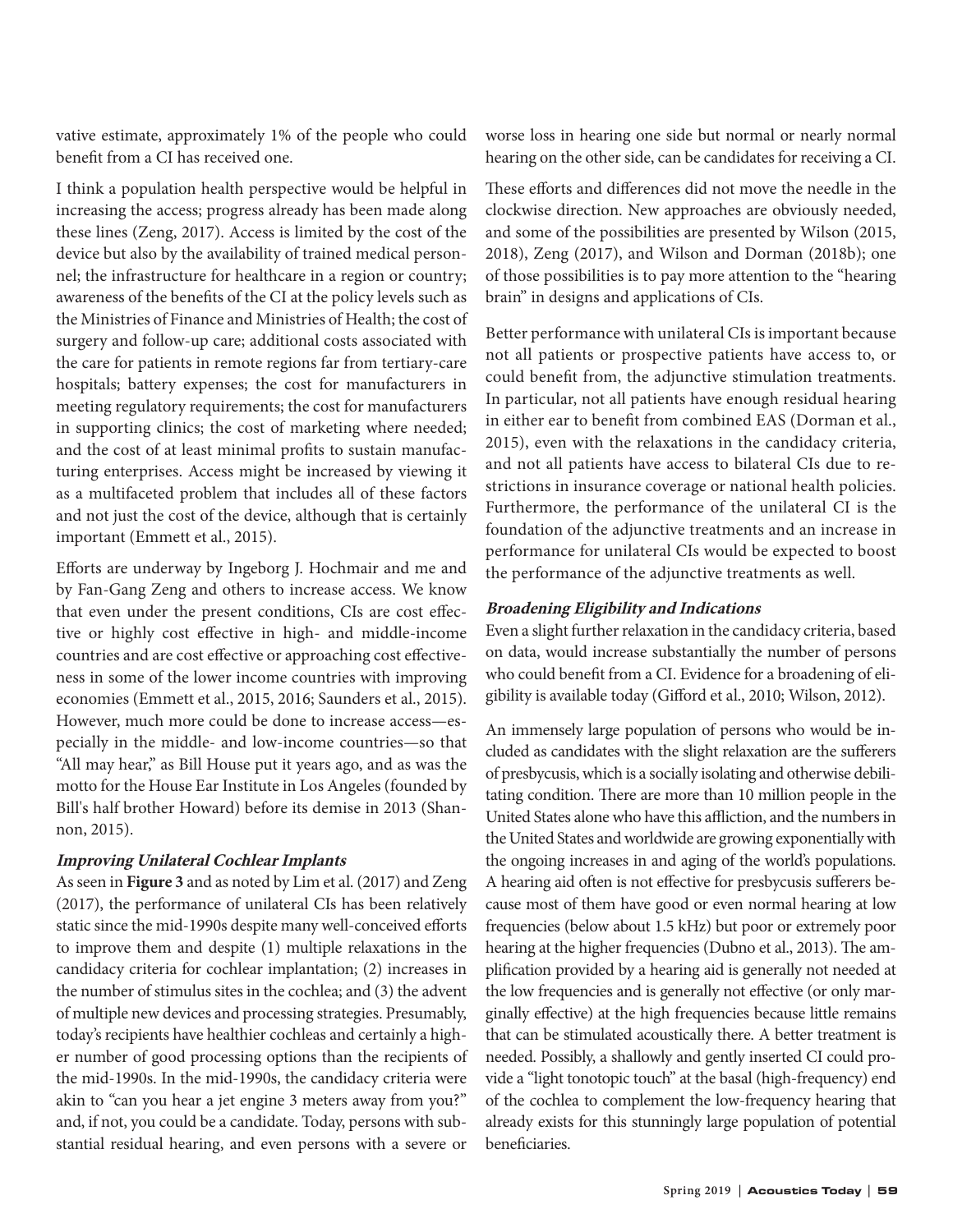vative estimate, approximately 1% of the people who could benefit from a CI has received one.

I think a population health perspective would be helpful in increasing the access; progress already has been made along these lines (Zeng, 2017). Access is limited by the cost of the device but also by the availability of trained medical personnel; the infrastructure for healthcare in a region or country; awareness of the benefits of the CI at the policy levels such as the Ministries of Finance and Ministries of Health; the cost of surgery and follow-up care; additional costs associated with the care for patients in remote regions far from tertiary-care hospitals; battery expenses; the cost for manufacturers in meeting regulatory requirements; the cost for manufacturers in supporting clinics; the cost of marketing where needed; and the cost of at least minimal profits to sustain manufacturing enterprises. Access might be increased by viewing it as a multifaceted problem that includes all of these factors and not just the cost of the device, although that is certainly important (Emmett et al., 2015).

Efforts are underway by Ingeborg J. Hochmair and me and by Fan-Gang Zeng and others to increase access. We know that even under the present conditions, CIs are cost effective or highly cost effective in high- and middle-income countries and are cost effective or approaching cost effectiveness in some of the lower income countries with improving economies (Emmett et al., 2015, 2016; Saunders et al., 2015). However, much more could be done to increase access—especially in the middle- and low-income countries—so that "All may hear," as Bill House put it years ago, and as was the motto for the House Ear Institute in Los Angeles (founded by Bill's half brother Howard) before its demise in 2013 (Shannon, 2015).

### *Improving Unilateral Cochlear Implants*

As seen in **Figure 3** and as noted by Lim et al. (2017) and Zeng (2017), the performance of unilateral CIs has been relatively static since the mid-1990s despite many well-conceived efforts to improve them and despite (1) multiple relaxations in the candidacy criteria for cochlear implantation; (2) increases in the number of stimulus sites in the cochlea; and (3) the advent of multiple new devices and processing strategies. Presumably, today's recipients have healthier cochleas and certainly a higher number of good processing options than the recipients of the mid-1990s. In the mid-1990s, the candidacy criteria were akin to "can you hear a jet engine 3 meters away from you?" and, if not, you could be a candidate. Today, persons with substantial residual hearing, and even persons with a severe or worse loss in hearing one side but normal or nearly normal hearing on the other side, can be candidates for receiving a CI.

These efforts and differences did not move the needle in the clockwise direction. New approaches are obviously needed, and some of the possibilities are presented by Wilson (2015, 2018), Zeng (2017), and Wilson and Dorman (2018b); one of those possibilities is to pay more attention to the "hearing brain" in designs and applications of CIs.

Better performance with unilateral CIs is important because not all patients or prospective patients have access to, or could benefit from, the adjunctive stimulation treatments. In particular, not all patients have enough residual hearing in either ear to benefit from combined EAS (Dorman et al., 2015), even with the relaxations in the candidacy criteria, and not all patients have access to bilateral CIs due to restrictions in insurance coverage or national health policies. Furthermore, the performance of the unilateral CI is the foundation of the adjunctive treatments and an increase in performance for unilateral CIs would be expected to boost the performance of the adjunctive treatments as well.

### *Broadening Eligibility and Indications*

Even a slight further relaxation in the candidacy criteria, based on data, would increase substantially the number of persons who could benefit from a CI. Evidence for a broadening of eligibility is available today (Gifford et al., 2010; Wilson, 2012).

An immensely large population of persons who would be included as candidates with the slight relaxation are the sufferers of presbycusis, which is a socially isolating and otherwise debilitating condition. There are more than 10 million people in the United States alone who have this affliction, and the numbers in the United States and worldwide are growing exponentially with the ongoing increases in and aging of the world's populations. A hearing aid often is not effective for presbycusis sufferers because most of them have good or even normal hearing at low frequencies (below about 1.5 kHz) but poor or extremely poor hearing at the higher frequencies (Dubno et al., 2013). The amplification provided by a hearing aid is generally not needed at the low frequencies and is generally not effective (or only marginally effective) at the high frequencies because little remains that can be stimulated acoustically there. A better treatment is needed. Possibly, a shallowly and gently inserted CI could provide a "light tonotopic touch" at the basal (high-frequency) end of the cochlea to complement the low-frequency hearing that already exists for this stunningly large population of potential beneficiaries.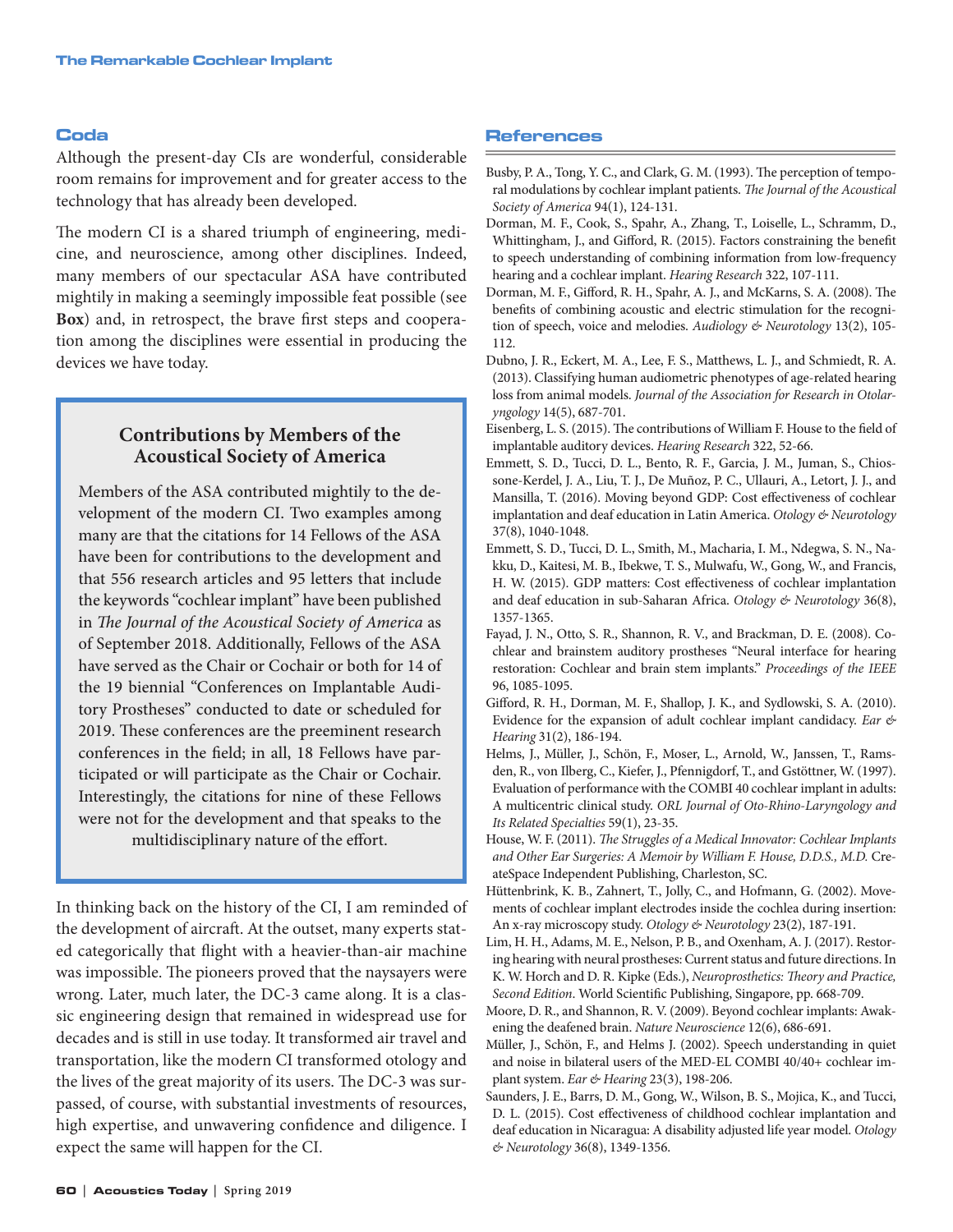## Coda

Although the present-day CIs are wonderful, considerable room remains for improvement and for greater access to the technology that has already been developed.

The modern CI is a shared triumph of engineering, medicine, and neuroscience, among other disciplines. Indeed, many members of our spectacular ASA have contributed mightily in making a seemingly impossible feat possible (see **Box**) and, in retrospect, the brave first steps and cooperation among the disciplines were essential in producing the devices we have today.

> ### Contributions by Members of the Acoustical Society of America
>
> Members of the ASA contributed mightily to the development of the modern CI. Two examples among many are that the citations for 14 Fellows of the ASA have been for contributions to the development and that 556 research articles and 95 letters that include the keywords "cochlear implant" have been published in *The Journal of the Acoustical Society of America* as of September 2018. Additionally, Fellows of the ASA have served as the Chair or Cochair or both for 14 of the 19 biennial "Conferences on Implantable Auditory Prostheses" conducted to date or scheduled for 2019. These conferences are the preeminent research conferences in the field; in all, 18 Fellows have participated or will participate as the Chair or Cochair. Interestingly, the citations for nine of these Fellows were not for the development and that speaks to the multidisciplinary nature of the effort.

In thinking back on the history of the CI, I am reminded of the development of aircraft. At the outset, many experts stated categorically that flight with a heavier-than-air machine was impossible. The pioneers proved that the naysayers were wrong. Later, much later, the DC-3 came along. It is a classic engineering design that remained in widespread use for decades and is still in use today. It transformed air travel and transportation, like the modern CI transformed otology and the lives of the great majority of its users. The DC-3 was surpassed, of course, with substantial investments of resources, high expertise, and unwavering confidence and diligence. I expect the same will happen for the CI.

## References

Busby, P. A., Tong, Y. C., and Clark, G. M. (1993). The perception of temporal modulations by cochlear implant patients. *The Journal of the Acoustical Society of America* 94(1), 124-131.

Dorman, M. F., Cook, S., Spahr, A., Zhang, T., Loiselle, L., Schramm, D., Whittingham, J., and Gifford, R. (2015). Factors constraining the benefit to speech understanding of combining information from low-frequency hearing and a cochlear implant. *Hearing Research* 322, 107-111.

Dorman, M. F., Gifford, R. H., Spahr, A. J., and McKarns, S. A. (2008). The benefits of combining acoustic and electric stimulation for the recognition of speech, voice and melodies. *Audiology & Neurotology* 13(2), 105-112.

Dubno, J. R., Eckert, M. A., Lee, F. S., Matthews, L. J., and Schmiedt, R. A. (2013). Classifying human audiometric phenotypes of age-related hearing loss from animal models. *Journal of the Association for Research in Otolaryngology* 14(5), 687-701.

Eisenberg, L. S. (2015). The contributions of William F. House to the field of implantable auditory devices. *Hearing Research* 322, 52-66.

Emmett, S. D., Tucci, D. L., Bento, R. F., Garcia, J. M., Juman, S., Chiossone-Kerdel, J. A., Liu, T. J., De Muñoz, P. C., Ullauri, A., Letort, J. J., and Mansilla, T. (2016). Moving beyond GDP: Cost effectiveness of cochlear implantation and deaf education in Latin America. *Otology & Neurotology* 37(8), 1040-1048.

Emmett, S. D., Tucci, D. L., Smith, M., Macharia, I. M., Ndegwa, S. N., Nakku, D., Kaitesi, M. B., Ibekwe, T. S., Mulwafu, W., Gong, W., and Francis, H. W. (2015). GDP matters: Cost effectiveness of cochlear implantation and deaf education in sub-Saharan Africa. *Otology & Neurotology* 36(8), 1357-1365.

Fayad, J. N., Otto, S. R., Shannon, R. V., and Brackman, D. E. (2008). Cochlear and brainstem auditory prostheses "Neural interface for hearing restoration: Cochlear and brain stem implants." *Proceedings of the IEEE* 96, 1085-1095.

Gifford, R. H., Dorman, M. F., Shallop, J. K., and Sydlowski, S. A. (2010). Evidence for the expansion of adult cochlear implant candidacy. *Ear & Hearing* 31(2), 186-194.

Helms, J., Müller, J., Schön, F., Moser, L., Arnold, W., Janssen, T., Ramsden, R., von Ilberg, C., Kiefer, J., Pfennigdorf, T., and Gstöttner, W. (1997). Evaluation of performance with the COMBI 40 cochlear implant in adults: A multicentric clinical study. *ORL Journal of Oto-Rhino-Laryngology and Its Related Specialties* 59(1), 23-35.

House, W. F. (2011). *The Struggles of a Medical Innovator: Cochlear Implants and Other Ear Surgeries: A Memoir by William F. House, D.D.S., M.D.* CreateSpace Independent Publishing, Charleston, SC.

Hüttenbrink, K. B., Zahnert, T., Jolly, C., and Hofmann, G. (2002). Movements of cochlear implant electrodes inside the cochlea during insertion: An x-ray microscopy study. *Otology & Neurotology* 23(2), 187-191.

Lim, H. H., Adams, M. E., Nelson, P. B., and Oxenham, A. J. (2017). Restoring hearing with neural prostheses: Current status and future directions. In K. W. Horch and D. R. Kipke (Eds.), *Neuroprosthetics: Theory and Practice, Second Edition*. World Scientific Publishing, Singapore, pp. 668-709.

Moore, D. R., and Shannon, R. V. (2009). Beyond cochlear implants: Awakening the deafened brain. *Nature Neuroscience* 12(6), 686-691.

Müller, J., Schön, F., and Helms J. (2002). Speech understanding in quiet and noise in bilateral users of the MED-EL COMBI 40/40+ cochlear implant system. *Ear & Hearing* 23(3), 198-206.

Saunders, J. E., Barrs, D. M., Gong, W., Wilson, B. S., Mojica, K., and Tucci, D. L. (2015). Cost effectiveness of childhood cochlear implantation and deaf education in Nicaragua: A disability adjusted life year model. *Otology & Neurotology* 36(8), 1349-1356.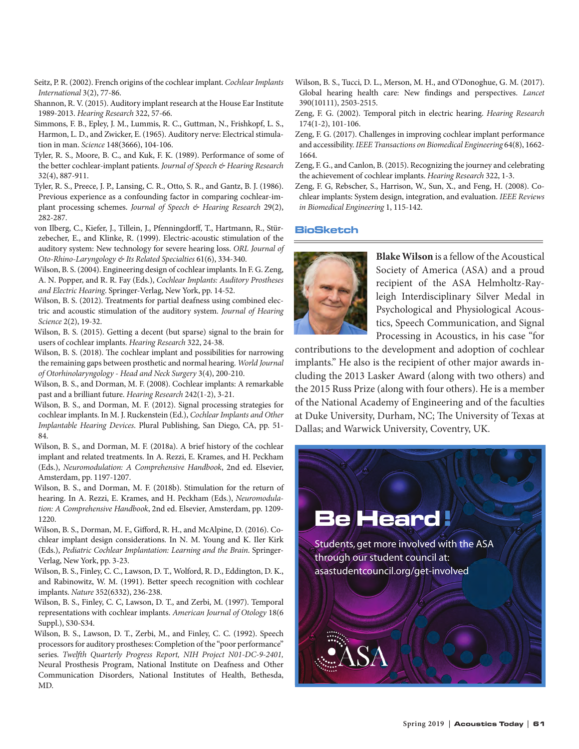Seitz, P. R. (2002). French origins of the cochlear implant. *Cochlear Implants International* 3(2), 77-86.

Shannon, R. V. (2015). Auditory implant research at the House Ear Institute 1989-2013. *Hearing Research* 322, 57-66.

Simmons, F. B., Epley, J. M., Lummis, R. C., Guttman, N., Frishkopf, L. S., Harmon, L. D., and Zwicker, E. (1965). Auditory nerve: Electrical stimulation in man. *Science* 148(3666), 104-106.

Tyler, R. S., Moore, B. C., and Kuk, F. K. (1989). Performance of some of the better cochlear-implant patients. *Journal of Speech & Hearing Research* 32(4), 887-911.

Tyler, R. S., Preece, J. P., Lansing, C. R., Otto, S. R., and Gantz, B. J. (1986). Previous experience as a confounding factor in comparing cochlear-implant processing schemes. *Journal of Speech & Hearing Research* 29(2), 282-287.

von Ilberg, C., Kiefer, J., Tillein, J., Pfenningdorff, T., Hartmann, R., Stürzebecher, E., and Klinke, R. (1999). Electric-acoustic stimulation of the auditory system: New technology for severe hearing loss. *ORL Journal of Oto-Rhino-Laryngology & Its Related Specialties* 61(6), 334-340.

Wilson, B. S. (2004). Engineering design of cochlear implants. In F. G. Zeng, A. N. Popper, and R. R. Fay (Eds.), *Cochlear Implants: Auditory Prostheses and Electric Hearing*. Springer-Verlag, New York, pp. 14-52.

Wilson, B. S. (2012). Treatments for partial deafness using combined electric and acoustic stimulation of the auditory system. *Journal of Hearing Science* 2(2), 19-32.

Wilson, B. S. (2015). Getting a decent (but sparse) signal to the brain for users of cochlear implants. *Hearing Research* 322, 24-38.

Wilson, B. S. (2018). The cochlear implant and possibilities for narrowing the remaining gaps between prosthetic and normal hearing. *World Journal of Otorhinolaryngology - Head and Neck Surgery* 3(4), 200-210.

Wilson, B. S., and Dorman, M. F. (2008). Cochlear implants: A remarkable past and a brilliant future. *Hearing Research* 242(1-2), 3-21.

Wilson, B. S., and Dorman, M. F. (2012). Signal processing strategies for cochlear implants. In M. J. Ruckenstein (Ed.), *Cochlear Implants and Other Implantable Hearing Devices*. Plural Publishing, San Diego, CA, pp. 51-84.

Wilson, B. S., and Dorman, M. F. (2018a). A brief history of the cochlear implant and related treatments. In A. Rezzi, E. Krames, and H. Peckham (Eds.), *Neuromodulation: A Comprehensive Handbook*, 2nd ed. Elsevier, Amsterdam, pp. 1197-1207.

Wilson, B. S., and Dorman, M. F. (2018b). Stimulation for the return of hearing. In A. Rezzi, E. Krames, and H. Peckham (Eds.), *Neuromodulation: A Comprehensive Handbook*, 2nd ed. Elsevier, Amsterdam, pp. 1209-1220.

Wilson, B. S., Dorman, M. F., Gifford, R. H., and McAlpine, D. (2016). Cochlear implant design considerations. In N. M. Young and K. Iler Kirk (Eds.), *Pediatric Cochlear Implantation: Learning and the Brain*. Springer-Verlag, New York, pp. 3-23.

Wilson, B. S., Finley, C. C., Lawson, D. T., Wolford, R. D., Eddington, D. K., and Rabinowitz, W. M. (1991). Better speech recognition with cochlear implants. *Nature* 352(6332), 236-238.

Wilson, B. S., Finley, C. C, Lawson, D. T., and Zerbi, M. (1997). Temporal representations with cochlear implants. *American Journal of Otology* 18(6 Suppl.), S30-S34.

Wilson, B. S., Lawson, D. T., Zerbi, M., and Finley, C. C. (1992). Speech processors for auditory prostheses: Completion of the "poor performance" series. *Twelfth Quarterly Progress Report, NIH Project N01-DC-9-2401,* Neural Prosthesis Program, National Institute on Deafness and Other Communication Disorders, National Institutes of Health, Bethesda, MD.

Wilson, B. S., Tucci, D. L., Merson, M. H., and O'Donoghue, G. M. (2017). Global hearing health care: New findings and perspectives. *Lancet* 390(10111), 2503-2515.

Zeng, F. G. (2002). Temporal pitch in electric hearing. *Hearing Research* 174(1-2), 101-106.

Zeng, F. G. (2017). Challenges in improving cochlear implant performance and accessibility. *IEEE Transactions on Biomedical Engineering* 64(8), 1662-1664.

Zeng, F. G., and Canlon, B. (2015). Recognizing the journey and celebrating the achievement of cochlear implants. *Hearing Research* 322, 1-3.

Zeng, F. G, Rebscher, S., Harrison, W., Sun, X., and Feng, H. (2008). Cochlear implants: System design, integration, and evaluation. *IEEE Reviews in Biomedical Engineering* 1, 115-142.

## BioSketch

**Blake Wilson** is a fellow of the Acoustical Society of America (ASA) and a proud recipient of the ASA Helmholtz-Rayleigh Interdisciplinary Silver Medal in Psychological and Physiological Acoustics, Speech Communication, and Signal Processing in Acoustics, in his case "for contributions to the development and adoption of cochlear implants." He also is the recipient of other major awards including the 2013 Lasker Award (along with two others) and the 2015 Russ Prize (along with four others). He is a member of the National Academy of Engineering and of the faculties at Duke University, Durham, NC; The University of Texas at Dallas; and Warwick University, Coventry, UK.

**Be Heard!**

Students, get more involved with the ASA through our student council at: asastudentcouncil.org/get-involved

ASA